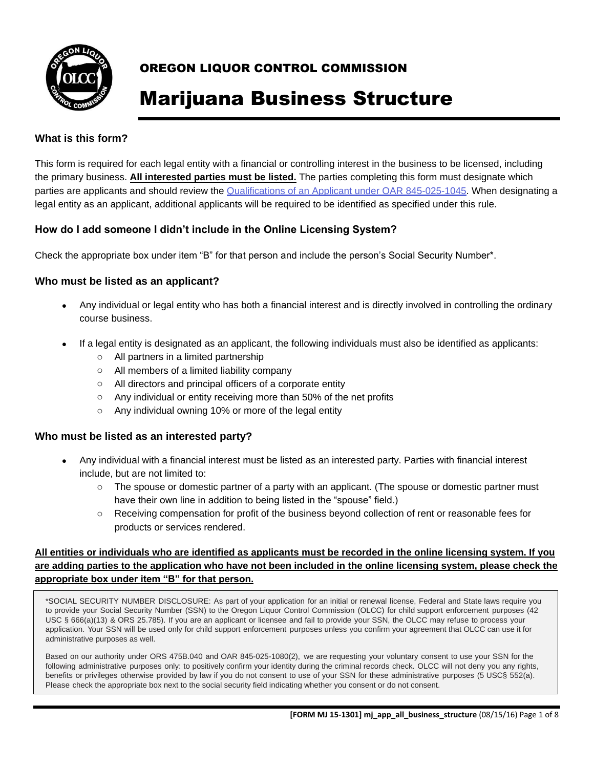# OREGON LIQUOR CONTROL COMMISSION

# Marijuana Business Structure

### What is this form?

This form is required for each legal entity with a financial or controlling interest in the business to be licensed, including the primary business. **All interested parties must be listed.** The parties completing this form must designate which parties are applicants and should review the [Qualifications of an Applicant under OAR 845-025-1045](). When designating a legal entity as an applicant, additional applicants will be required to be identified as specified under this rule.

### How do I add someone I didn't include in the Online Licensing System?

Check the appropriate box under item "B" for that person and include the person's Social Security Number*.

### Who must be listed as an applicant?

- Any individual or legal entity who has both a financial interest and is directly involved in controlling the ordinary course business.
- If a legal entity is designated as an applicant, the following individuals must also be identified as applicants:
  - All partners in a limited partnership
  - All members of a limited liability company
  - All directors and principal officers of a corporate entity
  - Any individual or entity receiving more than 50% of the net profits
  - Any individual owning 10% or more of the legal entity

### Who must be listed as an interested party?

- Any individual with a financial interest must be listed as an interested party. Parties with financial interest include, but are not limited to:
  - The spouse or domestic partner of a party with an applicant. (The spouse or domestic partner must have their own line in addition to being listed in the "spouse" field.)
  - Receiving compensation for profit of the business beyond collection of rent or reasonable fees for products or services rendered.

**All entities or individuals who are identified as applicants must be recorded in the online licensing system. If you are adding parties to the application who have not been included in the online licensing system, please check the appropriate box under item "B" for that person.**

*SOCIAL SECURITY NUMBER DISCLOSURE: As part of your application for an initial or renewal license, Federal and State laws require you to provide your Social Security Number (SSN) to the Oregon Liquor Control Commission (OLCC) for child support enforcement purposes (42 USC § 666(a)(13) & ORS 25.785). If you are an applicant or licensee and fail to provide your SSN, the OLCC may refuse to process your application. Your SSN will be used only for child support enforcement purposes unless you confirm your agreement that OLCC can use it for administrative purposes as well.

Based on our authority under ORS 475B.040 and OAR 845-025-1080(2), we are requesting your voluntary consent to use your SSN for the following administrative purposes only: to positively confirm your identity during the criminal records check. OLCC will not deny you any rights, benefits or privileges otherwise provided by law if you do not consent to use of your SSN for these administrative purposes (5 USC§ 552(a). Please check the appropriate box next to the social security field indicating whether you consent or do not consent.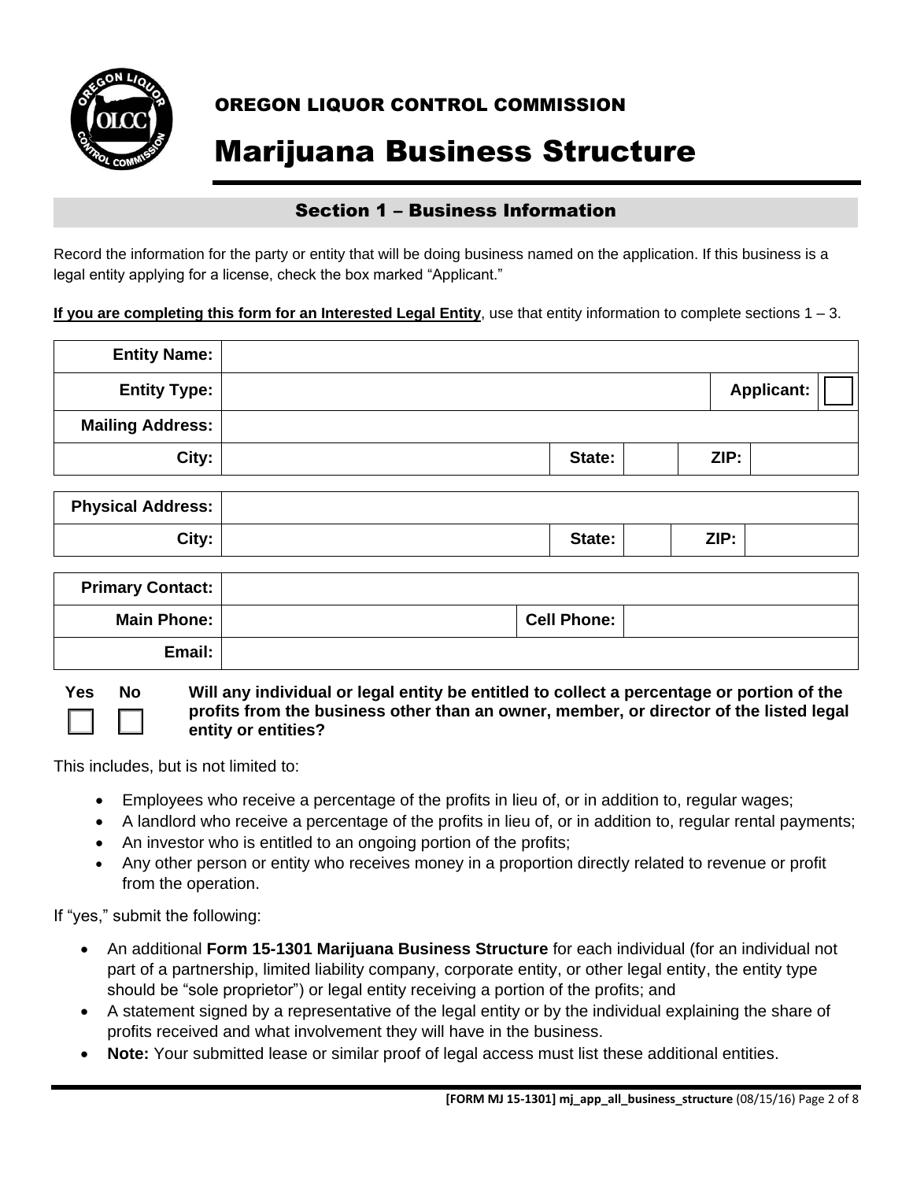OREGON LIQUOR CONTROL COMMISSION

# Marijuana Business Structure

## Section 1 – Business Information

Record the information for the party or entity that will be doing business named on the application. If this business is a legal entity applying for a license, check the box marked "Applicant."

**If you are completing this form for an Interested Legal Entity**, use that entity information to complete sections 1 – 3.

| | | | | | |
|---|---|---|---|---|---|
| **Entity Name:** | | | | | |
| **Entity Type:** | | | | **Applicant:** | ☐ |
| **Mailing Address:** | | | | | |
| **City:** | | **State:** | | **ZIP:** | |

| | | | | | |
|---|---|---|---|---|---|
| **Physical Address:** | | | | | |
| **City:** | | **State:** | | **ZIP:** | |

| | | | |
|---|---|---|---|
| **Primary Contact:** | | | |
| **Main Phone:** | | **Cell Phone:** | |
| **Email:** | | | |

| Yes | No | |
|---|---|---|
| ☐ | ☐ | **Will any individual or legal entity be entitled to collect a percentage or portion of the profits from the business other than an owner, member, or director of the listed legal entity or entities?** |

This includes, but is not limited to:

- Employees who receive a percentage of the profits in lieu of, or in addition to, regular wages;
- A landlord who receive a percentage of the profits in lieu of, or in addition to, regular rental payments;
- An investor who is entitled to an ongoing portion of the profits;
- Any other person or entity who receives money in a proportion directly related to revenue or profit from the operation.

If "yes," submit the following:

- An additional **Form 15-1301 Marijuana Business Structure** for each individual (for an individual not part of a partnership, limited liability company, corporate entity, or other legal entity, the entity type should be "sole proprietor") or legal entity receiving a portion of the profits; and
- A statement signed by a representative of the legal entity or by the individual explaining the share of profits received and what involvement they will have in the business.
- **Note:** Your submitted lease or similar proof of legal access must list these additional entities.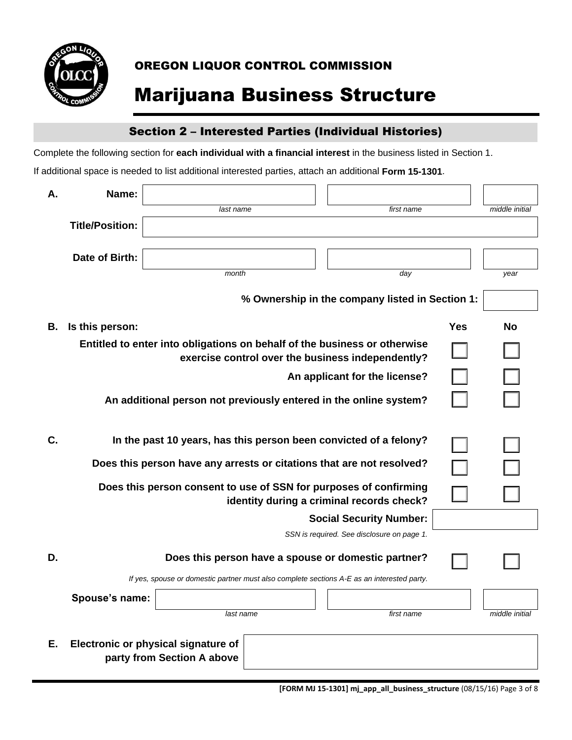OREGON LIQUOR CONTROL COMMISSION

# Marijuana Business Structure

## Section 2 – Interested Parties (Individual Histories)

Complete the following section for **each individual with a financial interest** in the business listed in Section 1.

If additional space is needed to list additional interested parties, attach an additional **Form 15-1301**.

**A.**

| | | | |
|---|---|---|---|
| **Name:** | | | |
| | *last name* | *first name* | *middle initial* |
| **Title/Position:** | | | |
| **Date of Birth:** | | | |
| | *month* | *day* | *year* |

**% Ownership in the company listed in Section 1:** ____

**B. Is this person:**

| | Yes | No |
|---|---|---|
| **Entitled to enter into obligations on behalf of the business or otherwise exercise control over the business independently?** | ☐ | ☐ |
| **An applicant for the license?** | ☐ | ☐ |
| **An additional person not previously entered in the online system?** | ☐ | ☐ |

**C.**

| | Yes | No |
|---|---|---|
| **In the past 10 years, has this person been convicted of a felony?** | ☐ | ☐ |
| **Does this person have any arrests or citations that are not resolved?** | ☐ | ☐ |
| **Does this person consent to use of SSN for purposes of confirming identity during a criminal records check?** | ☐ | ☐ |

**Social Security Number:** ____

*SSN is required. See disclosure on page 1.*

**D.**

| | Yes | No |
|---|---|---|
| **Does this person have a spouse or domestic partner?** | ☐ | ☐ |

*If yes, spouse or domestic partner must also complete sections A-E as an interested party.*

| | | | |
|---|---|---|---|
| **Spouse's name:** | | | |
| | *last name* | *first name* | *middle initial* |

**E. Electronic or physical signature of party from Section A above** ____

**[FORM MJ 15-1301] mj_app_all_business_structure** (08/15/16)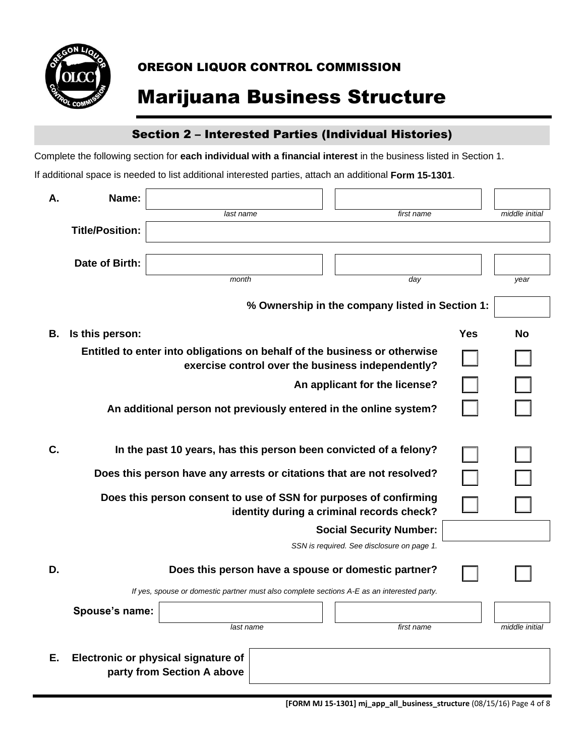OREGON LIQUOR CONTROL COMMISSION

# Marijuana Business Structure

## Section 2 – Interested Parties (Individual Histories)

Complete the following section for **each individual with a financial interest** in the business listed in Section 1.

If additional space is needed to list additional interested parties, attach an additional **Form 15-1301**.

**A.** **Name:** ____________ *last name* ____________ *first name* ____________ *middle initial*

**Title/Position:** ____________

**Date of Birth:** ____________ *month* ____________ *day* ____________ *year*

**% Ownership in the company listed in Section 1:** ____________

**B.** **Is this person:**

| | Yes | No |
|---|---|---|
| **Entitled to enter into obligations on behalf of the business or otherwise exercise control over the business independently?** | ☐ | ☐ |
| **An applicant for the license?** | ☐ | ☐ |
| **An additional person not previously entered in the online system?** | ☐ | ☐ |

**C.**

| | Yes | No |
|---|---|---|
| **In the past 10 years, has this person been convicted of a felony?** | ☐ | ☐ |
| **Does this person have any arrests or citations that are not resolved?** | ☐ | ☐ |
| **Does this person consent to use of SSN for purposes of confirming identity during a criminal records check?** | ☐ | ☐ |

**Social Security Number:** ____________

*SSN is required. See disclosure on page 1.*

**D.** **Does this person have a spouse or domestic partner?** ☐ Yes ☐ No

*If yes, spouse or domestic partner must also complete sections A-E as an interested party.*

**Spouse's name:** ____________ *last name* ____________ *first name* ____________ *middle initial*

**E.** **Electronic or physical signature of party from Section A above** ____________

**[FORM MJ 15-1301] mj_app_all_business_structure** (08/15/16)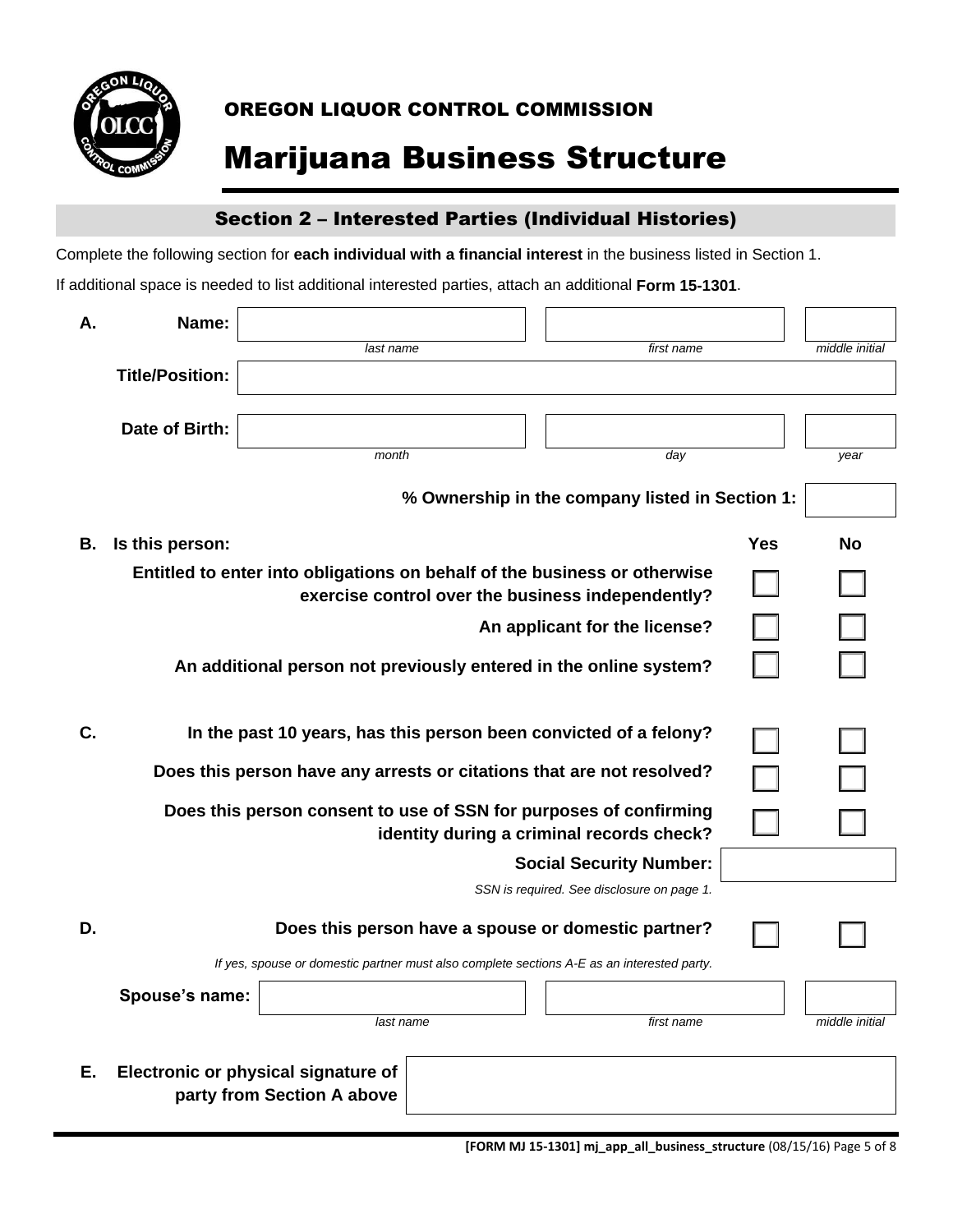OREGON LIQUOR CONTROL COMMISSION

# Marijuana Business Structure

## Section 2 – Interested Parties (Individual Histories)

Complete the following section for **each individual with a financial interest** in the business listed in Section 1.

If additional space is needed to list additional interested parties, attach an additional **Form 15-1301**.

**A. Name:**

| | | |
|---|---|---|
| | | |
| *last name* | *first name* | *middle initial* |

**Title/Position:**

**Date of Birth:**

| | | |
|---|---|---|
| | | |
| *month* | *day* | *year* |

**% Ownership in the company listed in Section 1:**

**B. Is this person:**

| | Yes | No |
|---|---|---|
| **Entitled to enter into obligations on behalf of the business or otherwise exercise control over the business independently?** | ☐ | ☐ |
| **An applicant for the license?** | ☐ | ☐ |
| **An additional person not previously entered in the online system?** | ☐ | ☐ |

**C.**

| | Yes | No |
|---|---|---|
| **In the past 10 years, has this person been convicted of a felony?** | ☐ | ☐ |
| **Does this person have any arrests or citations that are not resolved?** | ☐ | ☐ |
| **Does this person consent to use of SSN for purposes of confirming identity during a criminal records check?** | ☐ | ☐ |

**Social Security Number:**

*SSN is required. See disclosure on page 1.*

**D.**

| | Yes | No |
|---|---|---|
| **Does this person have a spouse or domestic partner?** | ☐ | ☐ |

*If yes, spouse or domestic partner must also complete sections A-E as an interested party.*

**Spouse's name:**

| | | |
|---|---|---|
| | | |
| *last name* | *first name* | *middle initial* |

**E. Electronic or physical signature of party from Section A above**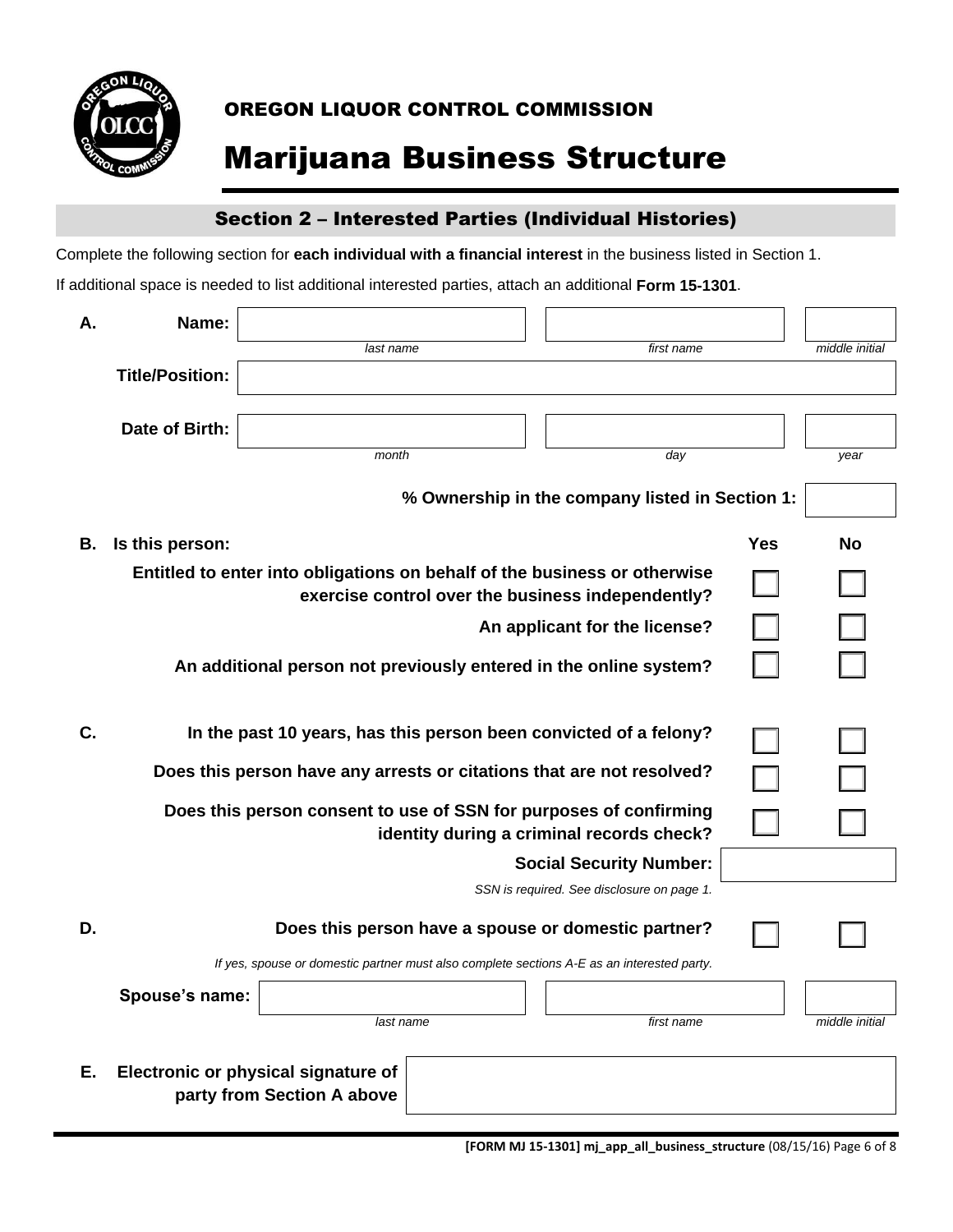OREGON LIQUOR CONTROL COMMISSION

# Marijuana Business Structure

## Section 2 – Interested Parties (Individual Histories)

Complete the following section for **each individual with a financial interest** in the business listed in Section 1.

If additional space is needed to list additional interested parties, attach an additional **Form 15-1301**.

**A.** **Name:**

| | | |
|---|---|---|
| | | |
| *last name* | *first name* | *middle initial* |

**Title/Position:** \_\_\_\_\_\_\_\_\_\_\_\_\_\_\_\_\_\_\_\_

**Date of Birth:**

| | | |
|---|---|---|
| | | |
| *month* | *day* | *year* |

**% Ownership in the company listed in Section 1:** \_\_\_\_\_\_

**B.** **Is this person:**

| | Yes | No |
|---|---|---|
| **Entitled to enter into obligations on behalf of the business or otherwise exercise control over the business independently?** | ☐ | ☐ |
| **An applicant for the license?** | ☐ | ☐ |
| **An additional person not previously entered in the online system?** | ☐ | ☐ |

**C.**

| | Yes | No |
|---|---|---|
| **In the past 10 years, has this person been convicted of a felony?** | ☐ | ☐ |
| **Does this person have any arrests or citations that are not resolved?** | ☐ | ☐ |
| **Does this person consent to use of SSN for purposes of confirming identity during a criminal records check?** | ☐ | ☐ |

**Social Security Number:** \_\_\_\_\_\_\_\_\_\_\_\_

*SSN is required. See disclosure on page 1.*

**D.**

| | Yes | No |
|---|---|---|
| **Does this person have a spouse or domestic partner?** | ☐ | ☐ |

*If yes, spouse or domestic partner must also complete sections A-E as an interested party.*

**Spouse's name:**

| | | |
|---|---|---|
| | | |
| *last name* | *first name* | *middle initial* |

**E.** **Electronic or physical signature of party from Section A above** \_\_\_\_\_\_\_\_\_\_\_\_\_\_\_\_\_\_\_\_

**[FORM MJ 15-1301] mj_app_all_business_structure** (08/15/16)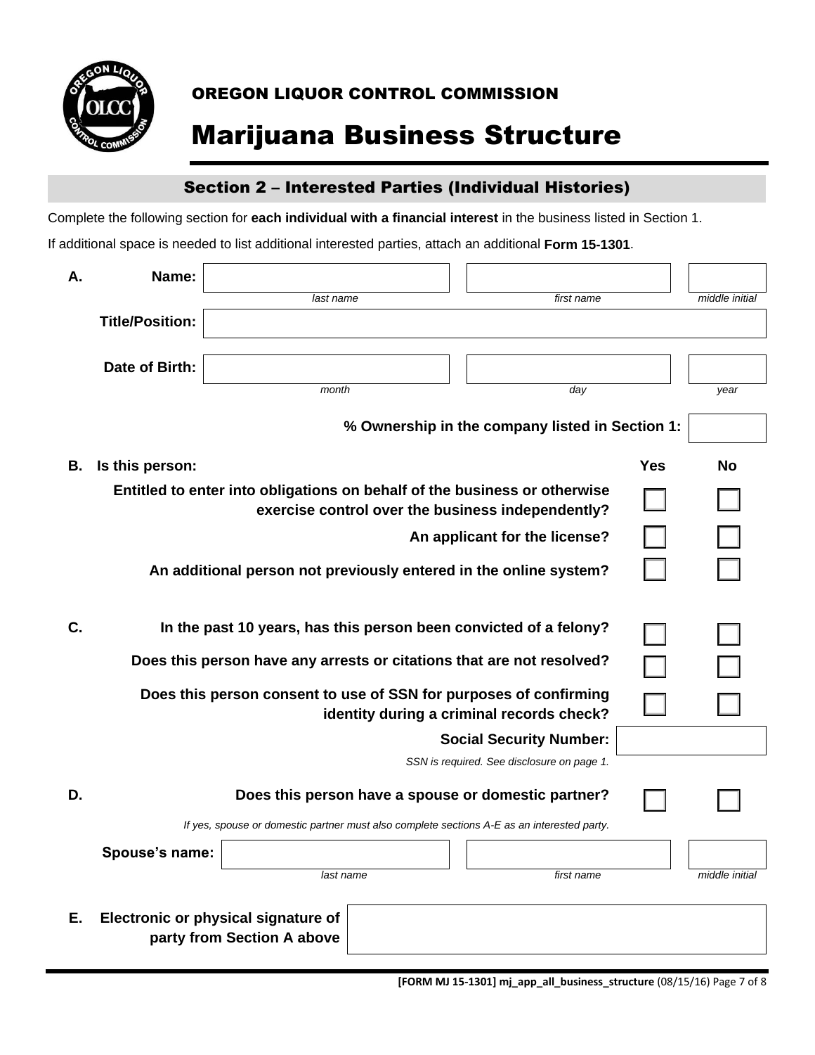OREGON LIQUOR CONTROL COMMISSION

# Marijuana Business Structure

## Section 2 – Interested Parties (Individual Histories)

Complete the following section for **each individual with a financial interest** in the business listed in Section 1.

If additional space is needed to list additional interested parties, attach an additional **Form 15-1301**.

**A. Name:**

| | | |
|---|---|---|
| | | |
| *last name* | *first name* | *middle initial* |

**Title/Position:**

**Date of Birth:**

| | | |
|---|---|---|
| | | |
| *month* | *day* | *year* |

**% Ownership in the company listed in Section 1:**

**B. Is this person:**

| | Yes | No |
|---|---|---|
| **Entitled to enter into obligations on behalf of the business or otherwise exercise control over the business independently?** | ☐ | ☐ |
| **An applicant for the license?** | ☐ | ☐ |
| **An additional person not previously entered in the online system?** | ☐ | ☐ |

**C.**

| | Yes | No |
|---|---|---|
| **In the past 10 years, has this person been convicted of a felony?** | ☐ | ☐ |
| **Does this person have any arrests or citations that are not resolved?** | ☐ | ☐ |
| **Does this person consent to use of SSN for purposes of confirming identity during a criminal records check?** | ☐ | ☐ |

**Social Security Number:**

*SSN is required. See disclosure on page 1.*

**D.**

| | Yes | No |
|---|---|---|
| **Does this person have a spouse or domestic partner?** | ☐ | ☐ |

*If yes, spouse or domestic partner must also complete sections A-E as an interested party.*

**Spouse's name:**

| | | |
|---|---|---|
| | | |
| *last name* | *first name* | *middle initial* |

**E. Electronic or physical signature of party from Section A above**

**[FORM MJ 15-1301] mj_app_all_business_structure** (08/15/16)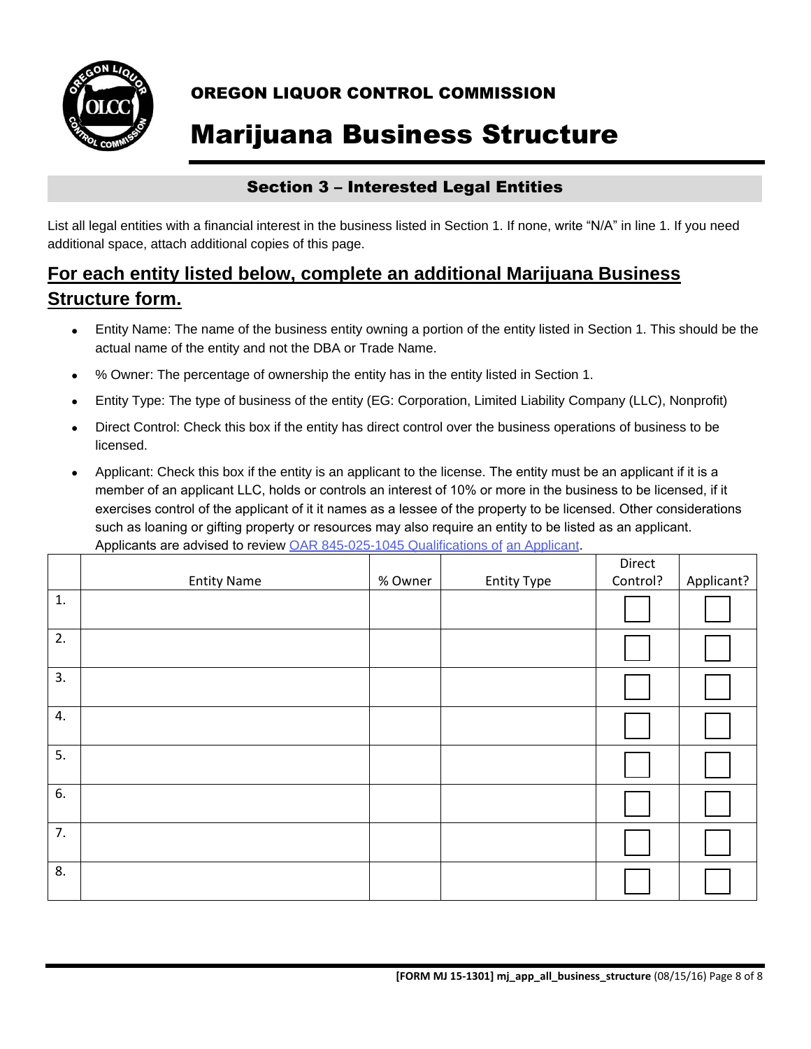# OREGON LIQUOR CONTROL COMMISSION

# Marijuana Business Structure

## Section 3 – Interested Legal Entities

List all legal entities with a financial interest in the business listed in Section 1. If none, write "N/A" in line 1. If you need additional space, attach additional copies of this page.

## **For each entity listed below, complete an additional Marijuana Business Structure form.**

- Entity Name: The name of the business entity owning a portion of the entity listed in Section 1. This should be the actual name of the entity and not the DBA or Trade Name.
- % Owner: The percentage of ownership the entity has in the entity listed in Section 1.
- Entity Type: The type of business of the entity (EG: Corporation, Limited Liability Company (LLC), Nonprofit)
- Direct Control: Check this box if the entity has direct control over the business operations of business to be licensed.
- Applicant: Check this box if the entity is an applicant to the license. The entity must be an applicant if it is a member of an applicant LLC, holds or controls an interest of 10% or more in the business to be licensed, if it exercises control of the applicant of it it names as a lessee of the property to be licensed. Other considerations such as loaning or gifting property or resources may also require an entity to be listed as an applicant. Applicants are advised to review OAR 845-025-1045 Qualifications of an Applicant.

| | Entity Name | % Owner | Entity Type | Direct Control? | Applicant? |
|---|---|---|---|---|---|
| 1. | | | | ☐ | ☐ |
| 2. | | | | ☐ | ☐ |
| 3. | | | | ☐ | ☐ |
| 4. | | | | ☐ | ☐ |
| 5. | | | | ☐ | ☐ |
| 6. | | | | ☐ | ☐ |
| 7. | | | | ☐ | ☐ |
| 8. | | | | ☐ | ☐ |